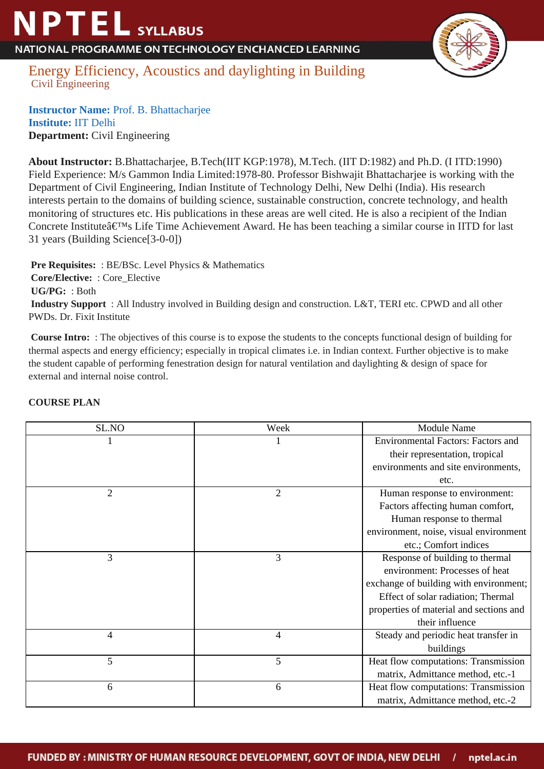# Energy Efficiency, Acoustics and daylighting in Building

Civil Engineering

**Instructor Name:** Prof. B. Bhattacharjee
**Institute:** IIT Delhi
**Department:** Civil Engineering

**About Instructor:** B.Bhattacharjee, B.Tech(IIT KGP:1978), M.Tech. (IIT D:1982) and Ph.D. (I ITD:1990) Field Experience: M/s Gammon India Limited:1978-80. Professor Bishwajit Bhattacharjee is working with the Department of Civil Engineering, Indian Institute of Technology Delhi, New Delhi (India). His research interests pertain to the domains of building science, sustainable construction, concrete technology, and health monitoring of structures etc. His publications in these areas are well cited. He is also a recipient of the Indian Concrete Instituteâ€™s Life Time Achievement Award. He has been teaching a similar course in IITD for last 31 years (Building Science[3-0-0])

**Pre Requisites:** : BE/BSc. Level Physics & Mathematics
**Core/Elective:** : Core_Elective
**UG/PG:** : Both
**Industry Support** : All Industry involved in Building design and construction. L&T, TERI etc. CPWD and all other PWDs. Dr. Fixit Institute

**Course Intro:** : The objectives of this course is to expose the students to the concepts functional design of building for thermal aspects and energy efficiency; especially in tropical climates i.e. in Indian context. Further objective is to make the student capable of performing fenestration design for natural ventilation and daylighting & design of space for external and internal noise control.

**COURSE PLAN**

| SL.NO | Week | Module Name |
|---|---|---|
| 1 | 1 | Environmental Factors: Factors and their representation, tropical environments and site environments, etc. |
| 2 | 2 | Human response to environment: Factors affecting human comfort, Human response to thermal environment, noise, visual environment etc.; Comfort indices |
| 3 | 3 | Response of building to thermal environment: Processes of heat exchange of building with environment; Effect of solar radiation; Thermal properties of material and sections and their influence |
| 4 | 4 | Steady and periodic heat transfer in buildings |
| 5 | 5 | Heat flow computations: Transmission matrix, Admittance method, etc.-1 |
| 6 | 6 | Heat flow computations: Transmission matrix, Admittance method, etc.-2 |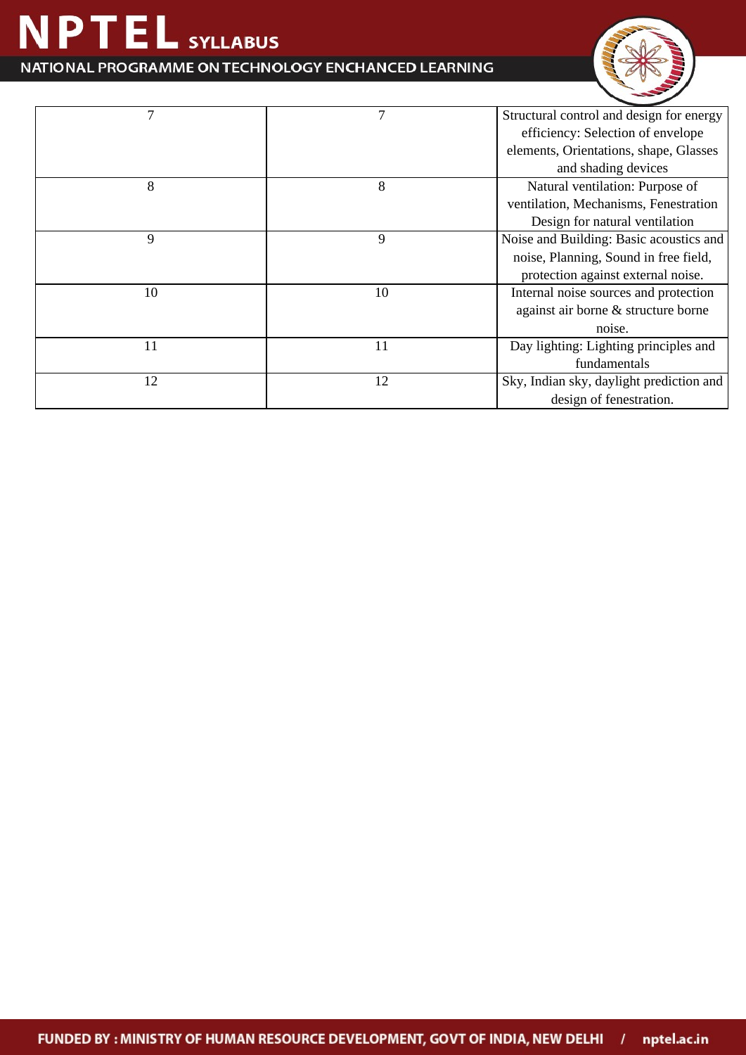| | | |
|---|---|---|
| 7 | 7 | Structural control and design for energy efficiency: Selection of envelope elements, Orientations, shape, Glasses and shading devices |
| 8 | 8 | Natural ventilation: Purpose of ventilation, Mechanisms, Fenestration Design for natural ventilation |
| 9 | 9 | Noise and Building: Basic acoustics and noise, Planning, Sound in free field, protection against external noise. |
| 10 | 10 | Internal noise sources and protection against air borne & structure borne noise. |
| 11 | 11 | Day lighting: Lighting principles and fundamentals |
| 12 | 12 | Sky, Indian sky, daylight prediction and design of fenestration. |